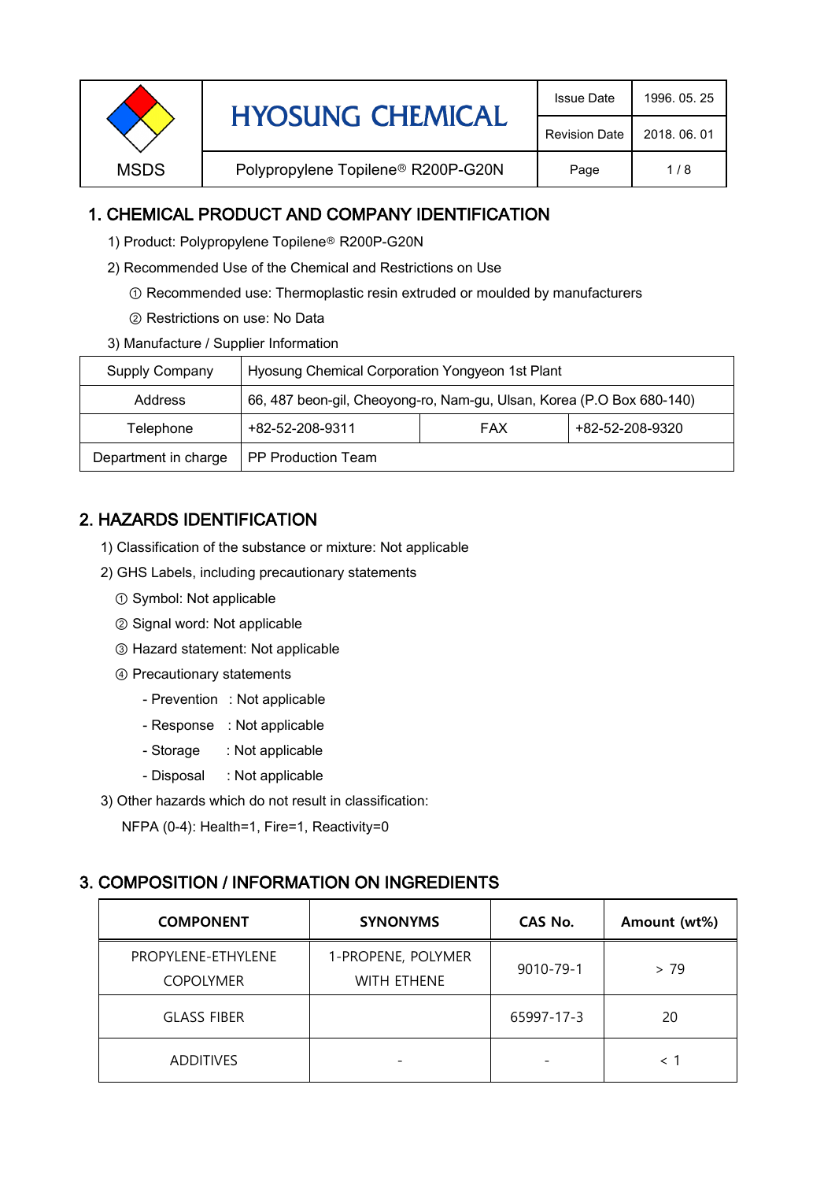| MSDS | HYOSUNG CHEMICAL | Issue Date | 1996. 05. 25 |
|---|---|---|---|
| | | Revision Date | 2018. 06. 01 |
| | Polypropylene Topilene® R200P-G20N | Page | 1 / 8 |

## 1. CHEMICAL PRODUCT AND COMPANY IDENTIFICATION

1) Product: Polypropylene Topilene® R200P-G20N

2) Recommended Use of the Chemical and Restrictions on Use

① Recommended use: Thermoplastic resin extruded or moulded by manufacturers

② Restrictions on use: No Data

3) Manufacture / Supplier Information

| Supply Company | Hyosung Chemical Corporation Yongyeon 1st Plant | | |
|---|---|---|---|
| Address | 66, 487 beon-gil, Cheoyong-ro, Nam-gu, Ulsan, Korea (P.O Box 680-140) | | |
| Telephone | +82-52-208-9311 | FAX | +82-52-208-9320 |
| Department in charge | PP Production Team | | |

## 2. HAZARDS IDENTIFICATION

1) Classification of the substance or mixture: Not applicable

2) GHS Labels, including precautionary statements

① Symbol: Not applicable

② Signal word: Not applicable

③ Hazard statement: Not applicable

④ Precautionary statements

- Prevention : Not applicable
- Response : Not applicable
- Storage : Not applicable
- Disposal : Not applicable

3) Other hazards which do not result in classification:

NFPA (0-4): Health=1, Fire=1, Reactivity=0

## 3. COMPOSITION / INFORMATION ON INGREDIENTS

| COMPONENT | SYNONYMS | CAS No. | Amount (wt%) |
|---|---|---|---|
| PROPYLENE-ETHYLENE COPOLYMER | 1-PROPENE, POLYMER WITH ETHENE | 9010-79-1 | > 79 |
| GLASS FIBER | | 65997-17-3 | 20 |
| ADDITIVES | - | - | < 1 |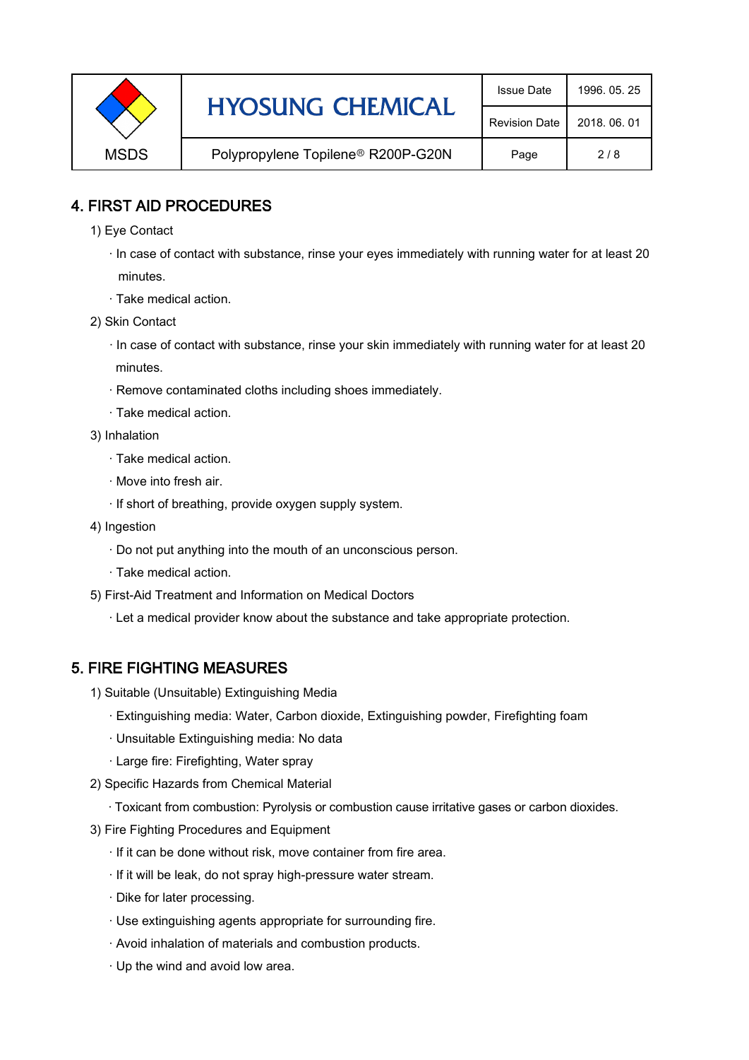## 4. FIRST AID PROCEDURES

1) Eye Contact

- In case of contact with substance, rinse your eyes immediately with running water for at least 20 minutes.
- Take medical action.

2) Skin Contact

- In case of contact with substance, rinse your skin immediately with running water for at least 20 minutes.
- Remove contaminated cloths including shoes immediately.
- Take medical action.

3) Inhalation

- Take medical action.
- Move into fresh air.
- If short of breathing, provide oxygen supply system.

4) Ingestion

- Do not put anything into the mouth of an unconscious person.
- Take medical action.

5) First-Aid Treatment and Information on Medical Doctors

- Let a medical provider know about the substance and take appropriate protection.

## 5. FIRE FIGHTING MEASURES

1) Suitable (Unsuitable) Extinguishing Media

- Extinguishing media: Water, Carbon dioxide, Extinguishing powder, Firefighting foam
- Unsuitable Extinguishing media: No data
- Large fire: Firefighting, Water spray

2) Specific Hazards from Chemical Material

- Toxicant from combustion: Pyrolysis or combustion cause irritative gases or carbon dioxides.

3) Fire Fighting Procedures and Equipment

- If it can be done without risk, move container from fire area.
- If it will be leak, do not spray high-pressure water stream.
- Dike for later processing.
- Use extinguishing agents appropriate for surrounding fire.
- Avoid inhalation of materials and combustion products.
- Up the wind and avoid low area.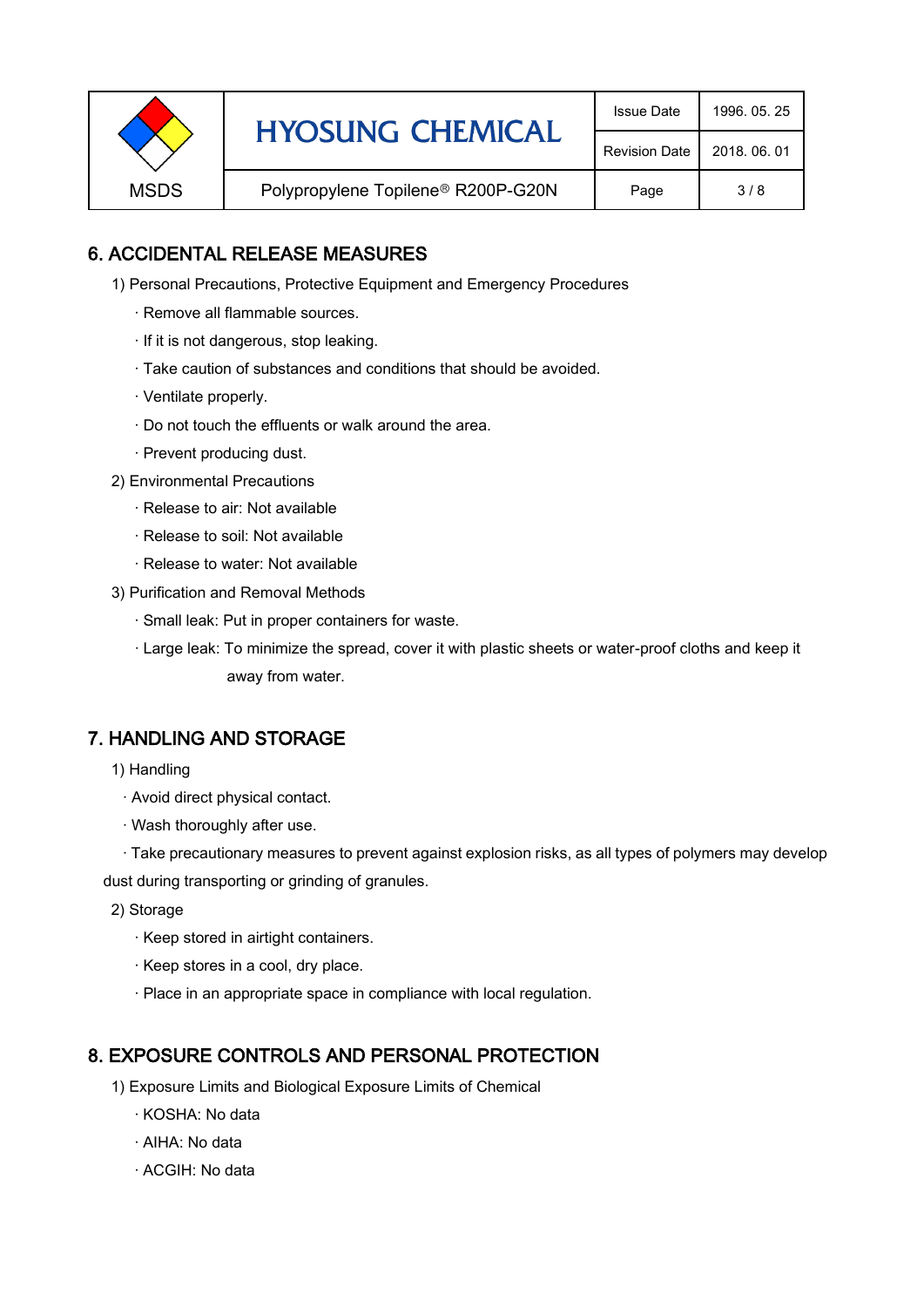## 6. ACCIDENTAL RELEASE MEASURES

1) Personal Precautions, Protective Equipment and Emergency Procedures

· Remove all flammable sources.

· If it is not dangerous, stop leaking.

· Take caution of substances and conditions that should be avoided.

· Ventilate properly.

· Do not touch the effluents or walk around the area.

· Prevent producing dust.

2) Environmental Precautions

· Release to air: Not available

· Release to soil: Not available

· Release to water: Not available

3) Purification and Removal Methods

· Small leak: Put in proper containers for waste.

· Large leak: To minimize the spread, cover it with plastic sheets or water-proof cloths and keep it away from water.

## 7. HANDLING AND STORAGE

1) Handling

· Avoid direct physical contact.

· Wash thoroughly after use.

· Take precautionary measures to prevent against explosion risks, as all types of polymers may develop dust during transporting or grinding of granules.

2) Storage

· Keep stored in airtight containers.

· Keep stores in a cool, dry place.

· Place in an appropriate space in compliance with local regulation.

## 8. EXPOSURE CONTROLS AND PERSONAL PROTECTION

1) Exposure Limits and Biological Exposure Limits of Chemical

· KOSHA: No data

· AIHA: No data

· ACGIH: No data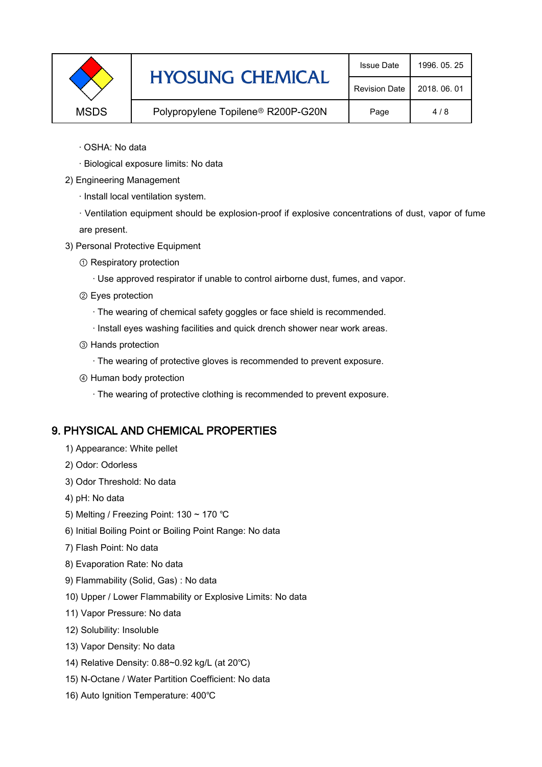· OSHA: No data

· Biological exposure limits: No data

2) Engineering Management

· Install local ventilation system.

· Ventilation equipment should be explosion-proof if explosive concentrations of dust, vapor of fume are present.

3) Personal Protective Equipment

① Respiratory protection

· Use approved respirator if unable to control airborne dust, fumes, and vapor.

② Eyes protection

· The wearing of chemical safety goggles or face shield is recommended.

· Install eyes washing facilities and quick drench shower near work areas.

③ Hands protection

· The wearing of protective gloves is recommended to prevent exposure.

④ Human body protection

· The wearing of protective clothing is recommended to prevent exposure.

## 9. PHYSICAL AND CHEMICAL PROPERTIES

1) Appearance: White pellet

2) Odor: Odorless

3) Odor Threshold: No data

4) pH: No data

5) Melting / Freezing Point: 130 ~ 170 ℃

6) Initial Boiling Point or Boiling Point Range: No data

7) Flash Point: No data

8) Evaporation Rate: No data

9) Flammability (Solid, Gas) : No data

10) Upper / Lower Flammability or Explosive Limits: No data

11) Vapor Pressure: No data

12) Solubility: Insoluble

13) Vapor Density: No data

14) Relative Density: 0.88~0.92 kg/L (at 20℃)

15) N-Octane / Water Partition Coefficient: No data

16) Auto Ignition Temperature: 400℃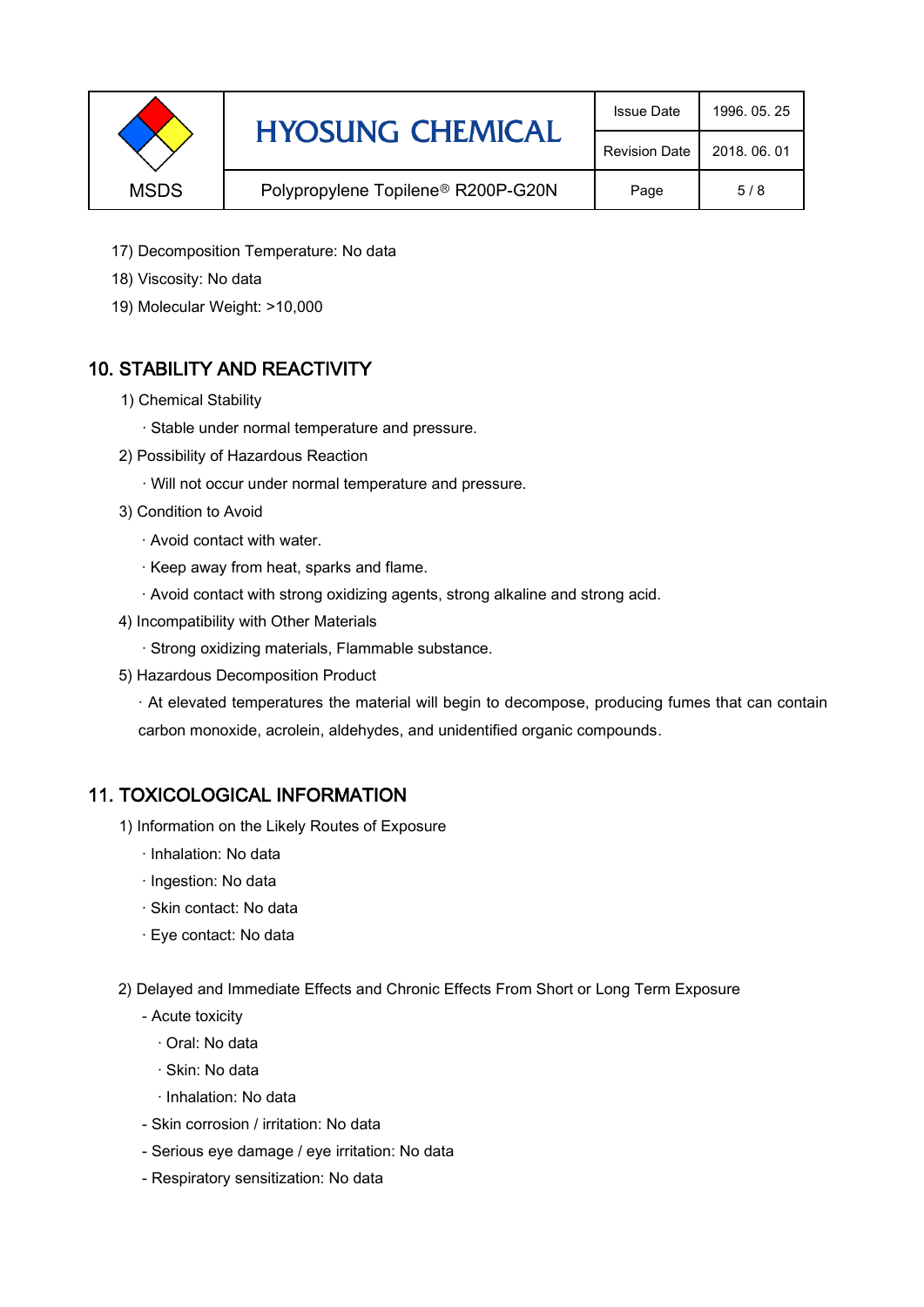17) Decomposition Temperature: No data

18) Viscosity: No data

19) Molecular Weight: >10,000

## 10. STABILITY AND REACTIVITY

1) Chemical Stability

· Stable under normal temperature and pressure.

2) Possibility of Hazardous Reaction

· Will not occur under normal temperature and pressure.

3) Condition to Avoid

· Avoid contact with water.

· Keep away from heat, sparks and flame.

· Avoid contact with strong oxidizing agents, strong alkaline and strong acid.

4) Incompatibility with Other Materials

· Strong oxidizing materials, Flammable substance.

5) Hazardous Decomposition Product

· At elevated temperatures the material will begin to decompose, producing fumes that can contain carbon monoxide, acrolein, aldehydes, and unidentified organic compounds.

## 11. TOXICOLOGICAL INFORMATION

1) Information on the Likely Routes of Exposure

· Inhalation: No data

· Ingestion: No data

· Skin contact: No data

· Eye contact: No data

2) Delayed and Immediate Effects and Chronic Effects From Short or Long Term Exposure

- Acute toxicity
  - · Oral: No data
  - · Skin: No data
  - · Inhalation: No data
- Skin corrosion / irritation: No data
- Serious eye damage / eye irritation: No data
- Respiratory sensitization: No data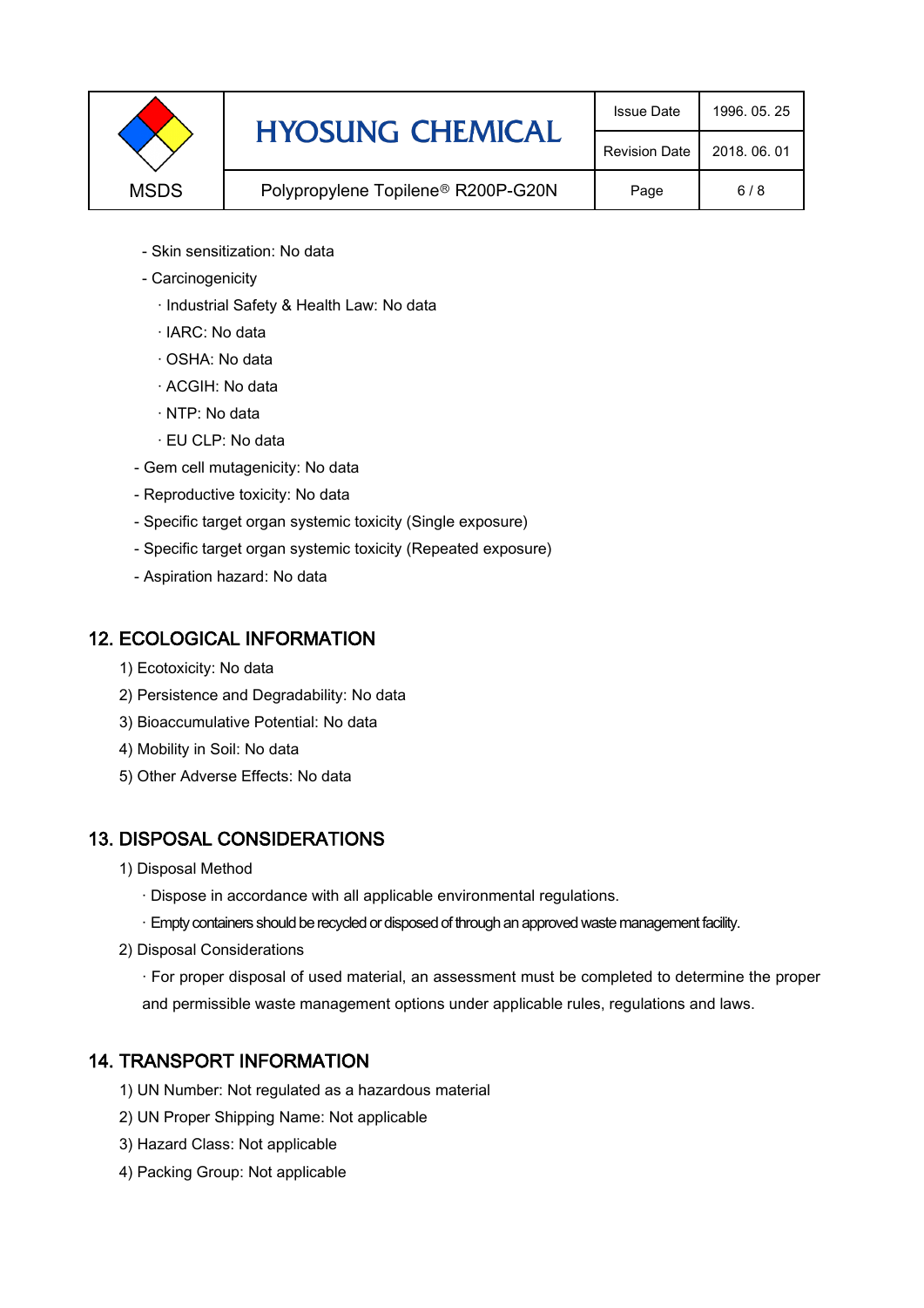- Skin sensitization: No data
- Carcinogenicity
  - · Industrial Safety & Health Law: No data
  - · IARC: No data
  - · OSHA: No data
  - · ACGIH: No data
  - · NTP: No data
  - · EU CLP: No data
- Gem cell mutagenicity: No data
- Reproductive toxicity: No data
- Specific target organ systemic toxicity (Single exposure)
- Specific target organ systemic toxicity (Repeated exposure)
- Aspiration hazard: No data

## 12. ECOLOGICAL INFORMATION

1) Ecotoxicity: No data
2) Persistence and Degradability: No data
3) Bioaccumulative Potential: No data
4) Mobility in Soil: No data
5) Other Adverse Effects: No data

## 13. DISPOSAL CONSIDERATIONS

1) Disposal Method

   · Dispose in accordance with all applicable environmental regulations.

   · Empty containers should be recycled or disposed of through an approved waste management facility.

2) Disposal Considerations

   · For proper disposal of used material, an assessment must be completed to determine the proper and permissible waste management options under applicable rules, regulations and laws.

## 14. TRANSPORT INFORMATION

1) UN Number: Not regulated as a hazardous material
2) UN Proper Shipping Name: Not applicable
3) Hazard Class: Not applicable
4) Packing Group: Not applicable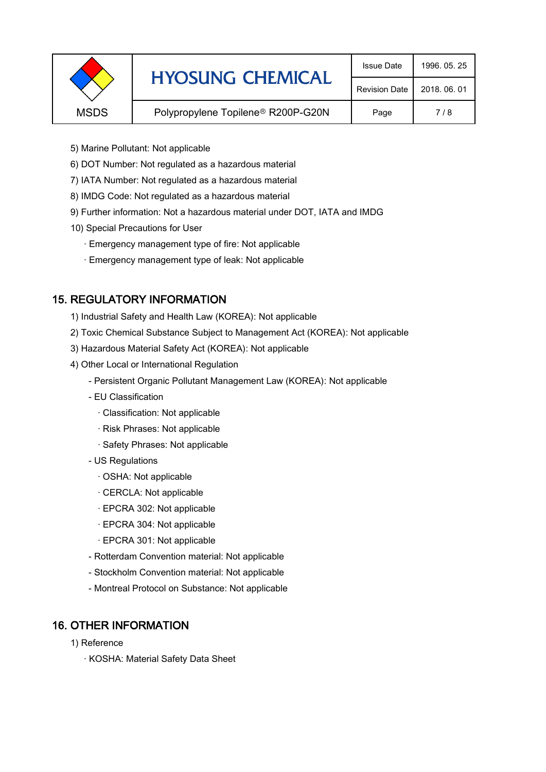5) Marine Pollutant: Not applicable

6) DOT Number: Not regulated as a hazardous material

7) IATA Number: Not regulated as a hazardous material

8) IMDG Code: Not regulated as a hazardous material

9) Further information: Not a hazardous material under DOT, IATA and IMDG

10) Special Precautions for User

- · Emergency management type of fire: Not applicable
- · Emergency management type of leak: Not applicable

## 15. REGULATORY INFORMATION

1) Industrial Safety and Health Law (KOREA): Not applicable

2) Toxic Chemical Substance Subject to Management Act (KOREA): Not applicable

3) Hazardous Material Safety Act (KOREA): Not applicable

4) Other Local or International Regulation

- Persistent Organic Pollutant Management Law (KOREA): Not applicable
- EU Classification
  - · Classification: Not applicable
  - · Risk Phrases: Not applicable
  - · Safety Phrases: Not applicable
- US Regulations
  - · OSHA: Not applicable
  - · CERCLA: Not applicable
  - · EPCRA 302: Not applicable
  - · EPCRA 304: Not applicable
  - · EPCRA 301: Not applicable
- Rotterdam Convention material: Not applicable
- Stockholm Convention material: Not applicable
- Montreal Protocol on Substance: Not applicable

## 16. OTHER INFORMATION

1) Reference

- · KOSHA: Material Safety Data Sheet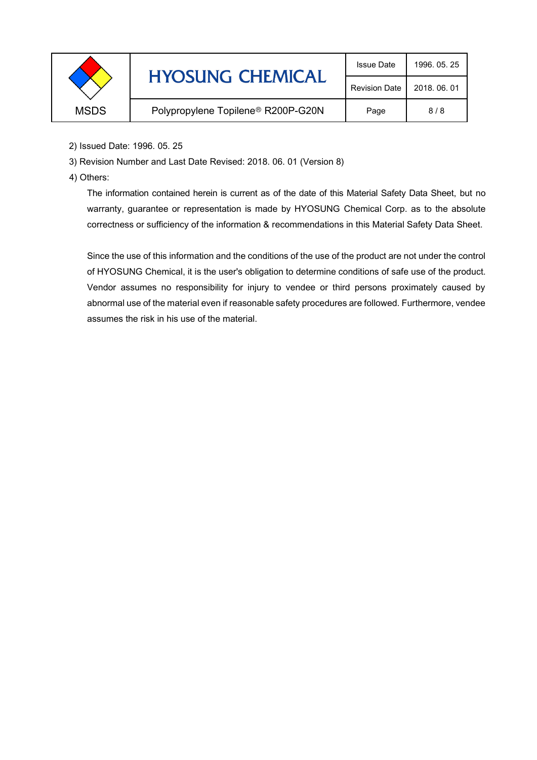2) Issued Date: 1996. 05. 25

3) Revision Number and Last Date Revised: 2018. 06. 01 (Version 8)

4) Others:

The information contained herein is current as of the date of this Material Safety Data Sheet, but no warranty, guarantee or representation is made by HYOSUNG Chemical Corp. as to the absolute correctness or sufficiency of the information & recommendations in this Material Safety Data Sheet.

Since the use of this information and the conditions of the use of the product are not under the control of HYOSUNG Chemical, it is the user's obligation to determine conditions of safe use of the product. Vendor assumes no responsibility for injury to vendee or third persons proximately caused by abnormal use of the material even if reasonable safety procedures are followed. Furthermore, vendee assumes the risk in his use of the material.